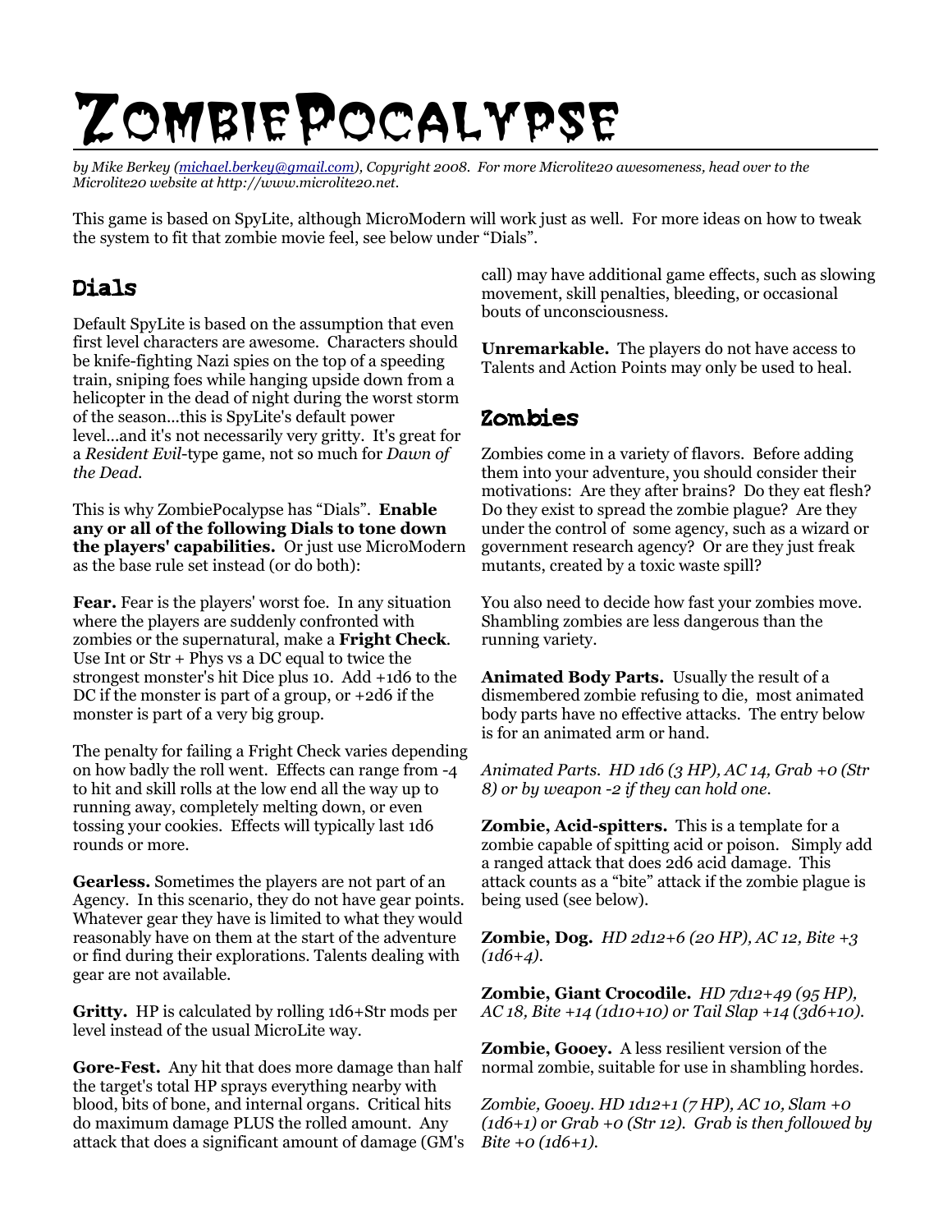# ZombiePocalypse

*by Mike Berkey (michael.berkey@gmail.com), Copyright 2008. For more Microlite20 awesomeness, head over to the Microlite20 website at http://www.microlite20.net.*

This game is based on SpyLite, although MicroModern will work just as well. For more ideas on how to tweak the system to fit that zombie movie feel, see below under "Dials".

## Dials

Default SpyLite is based on the assumption that even first level characters are awesome. Characters should be knife-fighting Nazi spies on the top of a speeding train, sniping foes while hanging upside down from a helicopter in the dead of night during the worst storm of the season...this is SpyLite's default power level...and it's not necessarily very gritty. It's great for a *Resident Evil*-type game, not so much for *Dawn of the Dead.*

This is why ZombiePocalypse has "Dials". **Enable any or all of the following Dials to tone down the players' capabilities.** Or just use MicroModern as the base rule set instead (or do both):

**Fear.** Fear is the players' worst foe. In any situation where the players are suddenly confronted with zombies or the supernatural, make a **Fright Check**. Use Int or Str + Phys vs a DC equal to twice the strongest monster's hit Dice plus 10. Add +1d6 to the DC if the monster is part of a group, or +2d6 if the monster is part of a very big group.

The penalty for failing a Fright Check varies depending on how badly the roll went. Effects can range from -4 to hit and skill rolls at the low end all the way up to running away, completely melting down, or even tossing your cookies. Effects will typically last 1d6 rounds or more.

**Gearless.** Sometimes the players are not part of an Agency. In this scenario, they do not have gear points. Whatever gear they have is limited to what they would reasonably have on them at the start of the adventure or find during their explorations. Talents dealing with gear are not available.

**Gritty.** HP is calculated by rolling 1d6+Str mods per level instead of the usual MicroLite way.

**Gore-Fest.** Any hit that does more damage than half the target's total HP sprays everything nearby with blood, bits of bone, and internal organs. Critical hits do maximum damage PLUS the rolled amount. Any attack that does a significant amount of damage (GM's call) may have additional game effects, such as slowing movement, skill penalties, bleeding, or occasional bouts of unconsciousness.

**Unremarkable.** The players do not have access to Talents and Action Points may only be used to heal.

## Zombies

Zombies come in a variety of flavors. Before adding them into your adventure, you should consider their motivations: Are they after brains? Do they eat flesh? Do they exist to spread the zombie plague? Are they under the control of some agency, such as a wizard or government research agency? Or are they just freak mutants, created by a toxic waste spill?

You also need to decide how fast your zombies move. Shambling zombies are less dangerous than the running variety.

**Animated Body Parts.** Usually the result of a dismembered zombie refusing to die, most animated body parts have no effective attacks. The entry below is for an animated arm or hand.

*Animated Parts. HD 1d6 (3 HP), AC 14, Grab +0 (Str 8) or by weapon -2 if they can hold one.*

**Zombie, Acid-spitters.** This is a template for a zombie capable of spitting acid or poison. Simply add a ranged attack that does 2d6 acid damage. This attack counts as a "bite" attack if the zombie plague is being used (see below).

**Zombie, Dog.** *HD 2d12+6 (20 HP), AC 12, Bite +3 (1d6+4).*

**Zombie, Giant Crocodile.** *HD 7d12+49 (95 HP), AC 18, Bite +14 (1d10+10) or Tail Slap +14 (3d6+10).*

**Zombie, Gooey.** A less resilient version of the normal zombie, suitable for use in shambling hordes.

*Zombie, Gooey. HD 1d12+1 (7 HP), AC 10, Slam +0 (1d6+1) or Grab +0 (Str 12). Grab is then followed by Bite +0 (1d6+1).*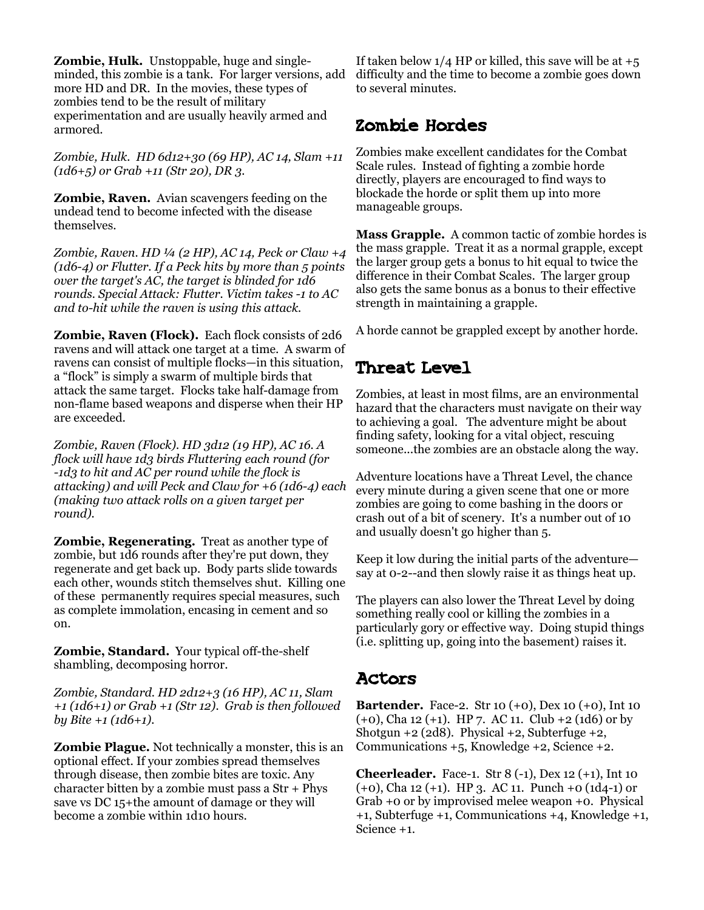**Zombie, Hulk.** Unstoppable, huge and single-minded, this zombie is a tank. For larger versions, add more HD and DR. In the movies, these types of zombies tend to be the result of military experimentation and are usually heavily armed and armored.

*Zombie, Hulk. HD 6d12+30 (69 HP), AC 14, Slam +11 (1d6+5) or Grab +11 (Str 20), DR 3.*

**Zombie, Raven.** Avian scavengers feeding on the undead tend to become infected with the disease themselves.

*Zombie, Raven. HD ¼ (2 HP), AC 14, Peck or Claw +4 (1d6-4) or Flutter. If a Peck hits by more than 5 points over the target's AC, the target is blinded for 1d6 rounds. Special Attack: Flutter. Victim takes -1 to AC and to-hit while the raven is using this attack.*

**Zombie, Raven (Flock).** Each flock consists of 2d6 ravens and will attack one target at a time. A swarm of ravens can consist of multiple flocks—in this situation, a "flock" is simply a swarm of multiple birds that attack the same target. Flocks take half-damage from non-flame based weapons and disperse when their HP are exceeded.

*Zombie, Raven (Flock). HD 3d12 (19 HP), AC 16. A flock will have 1d3 birds Fluttering each round (for -1d3 to hit and AC per round while the flock is attacking) and will Peck and Claw for +6 (1d6-4) each (making two attack rolls on a given target per round).*

**Zombie, Regenerating.** Treat as another type of zombie, but 1d6 rounds after they're put down, they regenerate and get back up. Body parts slide towards each other, wounds stitch themselves shut. Killing one of these permanently requires special measures, such as complete immolation, encasing in cement and so on.

**Zombie, Standard.** Your typical off-the-shelf shambling, decomposing horror.

*Zombie, Standard. HD 2d12+3 (16 HP), AC 11, Slam +1 (1d6+1) or Grab +1 (Str 12). Grab is then followed by Bite +1 (1d6+1).*

**Zombie Plague.** Not technically a monster, this is an optional effect. If your zombies spread themselves through disease, then zombie bites are toxic. Any character bitten by a zombie must pass a Str + Phys save vs DC 15+the amount of damage or they will become a zombie within 1d10 hours.

If taken below 1/4 HP or killed, this save will be at +5 difficulty and the time to become a zombie goes down to several minutes.

## Zombie Hordes

Zombies make excellent candidates for the Combat Scale rules. Instead of fighting a zombie horde directly, players are encouraged to find ways to blockade the horde or split them up into more manageable groups.

**Mass Grapple.** A common tactic of zombie hordes is the mass grapple. Treat it as a normal grapple, except the larger group gets a bonus to hit equal to twice the difference in their Combat Scales. The larger group also gets the same bonus as a bonus to their effective strength in maintaining a grapple.

A horde cannot be grappled except by another horde.

## Threat Level

Zombies, at least in most films, are an environmental hazard that the characters must navigate on their way to achieving a goal. The adventure might be about finding safety, looking for a vital object, rescuing someone...the zombies are an obstacle along the way.

Adventure locations have a Threat Level, the chance every minute during a given scene that one or more zombies are going to come bashing in the doors or crash out of a bit of scenery. It's a number out of 10 and usually doesn't go higher than 5.

Keep it low during the initial parts of the adventure—say at 0-2--and then slowly raise it as things heat up.

The players can also lower the Threat Level by doing something really cool or killing the zombies in a particularly gory or effective way. Doing stupid things (i.e. splitting up, going into the basement) raises it.

## Actors

**Bartender.** Face-2. Str 10 (+0), Dex 10 (+0), Int 10 (+0), Cha 12 (+1). HP 7. AC 11. Club +2 (1d6) or by Shotgun +2 (2d8). Physical +2, Subterfuge +2, Communications +5, Knowledge +2, Science +2.

**Cheerleader.** Face-1. Str 8 (-1), Dex 12 (+1), Int 10 (+0), Cha 12 (+1). HP 3. AC 11. Punch +0 (1d4-1) or Grab +0 or by improvised melee weapon +0. Physical +1, Subterfuge +1, Communications +4, Knowledge +1, Science +1.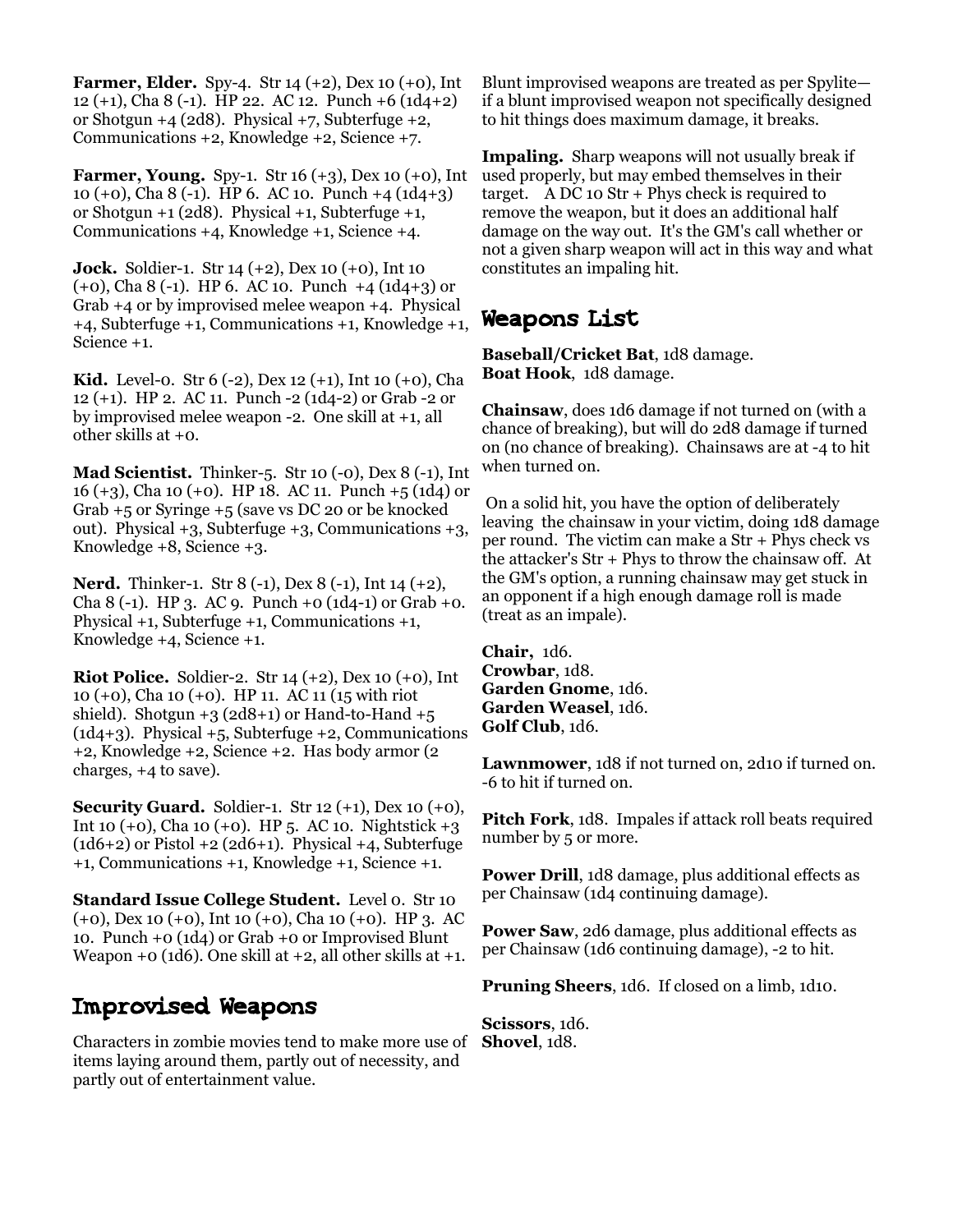**Farmer, Elder.** Spy-4. Str 14 (+2), Dex 10 (+0), Int 12 (+1), Cha 8 (-1). HP 22. AC 12. Punch +6 (1d4+2) or Shotgun +4 (2d8). Physical +7, Subterfuge +2, Communications +2, Knowledge +2, Science +7.

**Farmer, Young.** Spy-1. Str 16 (+3), Dex 10 (+0), Int 10 (+0), Cha 8 (-1). HP 6. AC 10. Punch +4 (1d4+3) or Shotgun +1 (2d8). Physical +1, Subterfuge +1, Communications +4, Knowledge +1, Science +4.

**Jock.** Soldier-1. Str 14 (+2), Dex 10 (+0), Int 10 (+0), Cha 8 (-1). HP 6. AC 10. Punch +4 (1d4+3) or Grab +4 or by improvised melee weapon +4. Physical +4, Subterfuge +1, Communications +1, Knowledge +1, Science +1.

**Kid.** Level-0. Str 6 (-2), Dex 12 (+1), Int 10 (+0), Cha 12 (+1). HP 2. AC 11. Punch -2 (1d4-2) or Grab -2 or by improvised melee weapon -2. One skill at +1, all other skills at +0.

**Mad Scientist.** Thinker-5. Str 10 (-0), Dex 8 (-1), Int 16 (+3), Cha 10 (+0). HP 18. AC 11. Punch +5 (1d4) or Grab +5 or Syringe +5 (save vs DC 20 or be knocked out). Physical +3, Subterfuge +3, Communications +3, Knowledge +8, Science +3.

**Nerd.** Thinker-1. Str 8 (-1), Dex 8 (-1), Int 14 (+2), Cha 8 (-1). HP 3. AC 9. Punch +0 (1d4-1) or Grab +0. Physical +1, Subterfuge +1, Communications +1, Knowledge +4, Science +1.

**Riot Police.** Soldier-2. Str 14 (+2), Dex 10 (+0), Int 10 (+0), Cha 10 (+0). HP 11. AC 11 (15 with riot shield). Shotgun +3 (2d8+1) or Hand-to-Hand +5 (1d4+3). Physical +5, Subterfuge +2, Communications +2, Knowledge +2, Science +2. Has body armor (2 charges, +4 to save).

**Security Guard.** Soldier-1. Str 12 (+1), Dex 10 (+0), Int 10 (+0), Cha 10 (+0). HP 5. AC 10. Nightstick +3 (1d6+2) or Pistol +2 (2d6+1). Physical +4, Subterfuge +1, Communications +1, Knowledge +1, Science +1.

**Standard Issue College Student.** Level 0. Str 10 (+0), Dex 10 (+0), Int 10 (+0), Cha 10 (+0). HP 3. AC 10. Punch +0 (1d4) or Grab +0 or Improvised Blunt Weapon +0 (1d6). One skill at +2, all other skills at +1.

## Improvised Weapons

Characters in zombie movies tend to make more use of items laying around them, partly out of necessity, and partly out of entertainment value.

Blunt improvised weapons are treated as per Spylite—if a blunt improvised weapon not specifically designed to hit things does maximum damage, it breaks.

**Impaling.** Sharp weapons will not usually break if used properly, but may embed themselves in their target. A DC 10 Str + Phys check is required to remove the weapon, but it does an additional half damage on the way out. It's the GM's call whether or not a given sharp weapon will act in this way and what constitutes an impaling hit.

## Weapons List

**Baseball/Cricket Bat**, 1d8 damage.
**Boat Hook**, 1d8 damage.

**Chainsaw**, does 1d6 damage if not turned on (with a chance of breaking), but will do 2d8 damage if turned on (no chance of breaking). Chainsaws are at -4 to hit when turned on.

On a solid hit, you have the option of deliberately leaving the chainsaw in your victim, doing 1d8 damage per round. The victim can make a Str + Phys check vs the attacker's Str + Phys to throw the chainsaw off. At the GM's option, a running chainsaw may get stuck in an opponent if a high enough damage roll is made (treat as an impale).

**Chair,** 1d6.
**Crowbar**, 1d8.
**Garden Gnome**, 1d6.
**Garden Weasel**, 1d6.
**Golf Club**, 1d6.

**Lawnmower**, 1d8 if not turned on, 2d10 if turned on. -6 to hit if turned on.

**Pitch Fork**, 1d8. Impales if attack roll beats required number by 5 or more.

**Power Drill**, 1d8 damage, plus additional effects as per Chainsaw (1d4 continuing damage).

**Power Saw**, 2d6 damage, plus additional effects as per Chainsaw (1d6 continuing damage), -2 to hit.

**Pruning Sheers**, 1d6. If closed on a limb, 1d10.

**Scissors**, 1d6.
**Shovel**, 1d8.